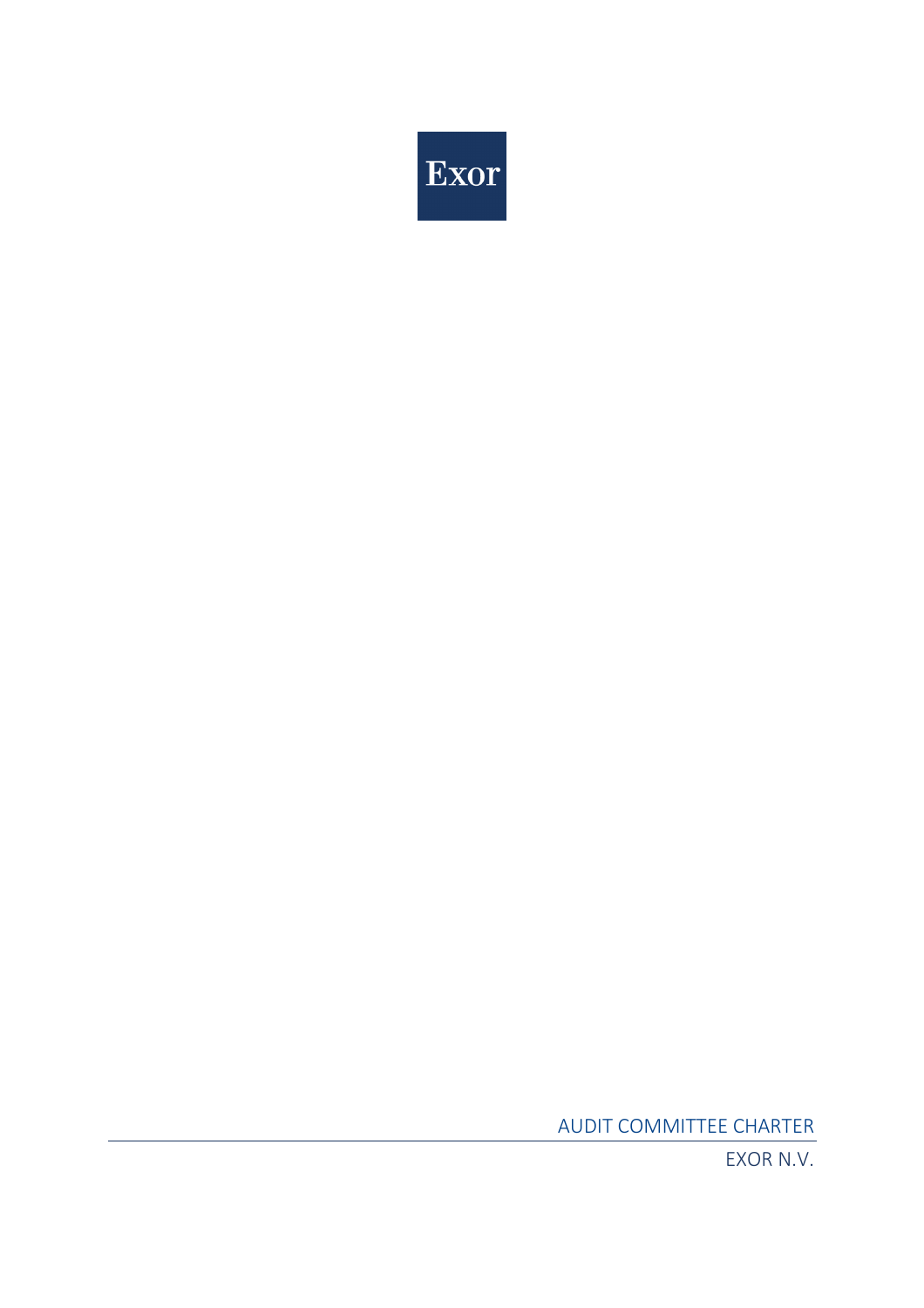Exor

# AUDIT COMMITTEE CHARTER

EXOR N.V.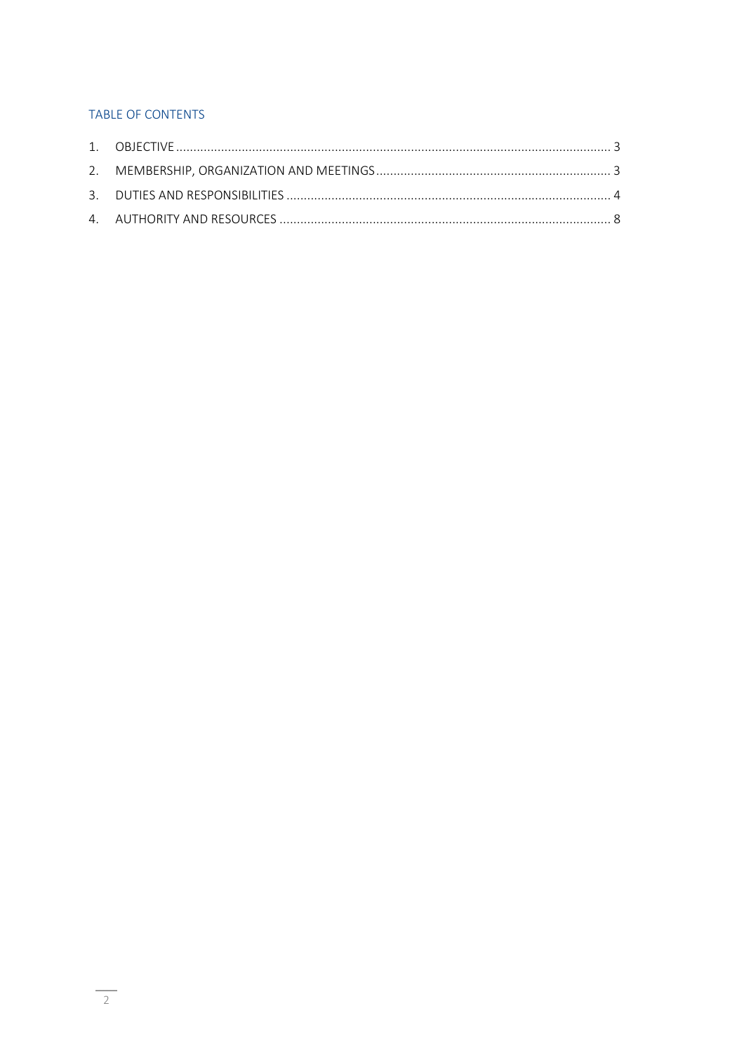## TABLE OF CONTENTS

1. OBJECTIVE ........ 3
2. MEMBERSHIP, ORGANIZATION AND MEETINGS ........ 3
3. DUTIES AND RESPONSIBILITIES ........ 4
4. AUTHORITY AND RESOURCES ........ 8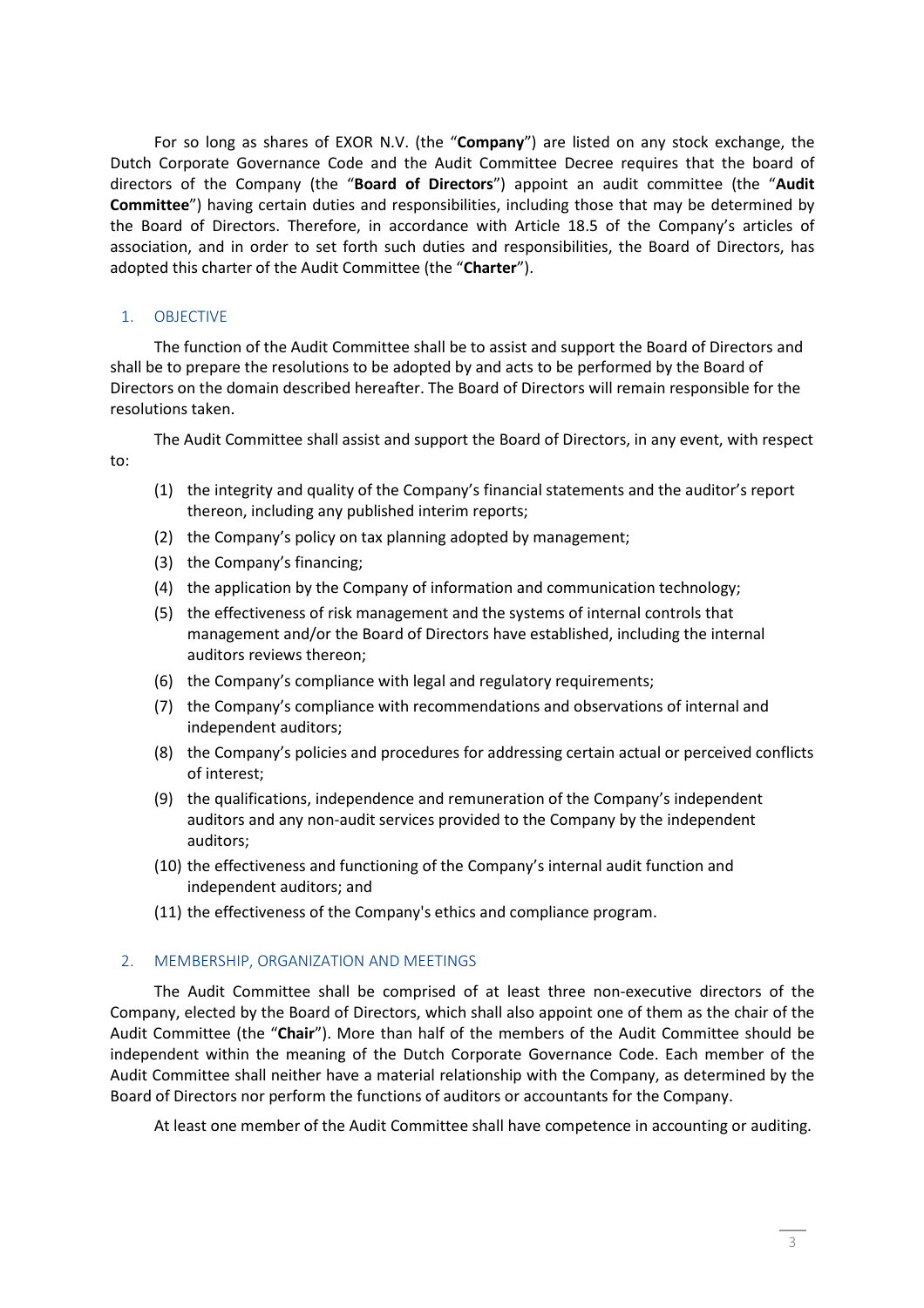For so long as shares of EXOR N.V. (the "**Company**") are listed on any stock exchange, the Dutch Corporate Governance Code and the Audit Committee Decree requires that the board of directors of the Company (the "**Board of Directors**") appoint an audit committee (the "**Audit Committee**") having certain duties and responsibilities, including those that may be determined by the Board of Directors. Therefore, in accordance with Article 18.5 of the Company's articles of association, and in order to set forth such duties and responsibilities, the Board of Directors, has adopted this charter of the Audit Committee (the "**Charter**").

## 1. OBJECTIVE

The function of the Audit Committee shall be to assist and support the Board of Directors and shall be to prepare the resolutions to be adopted by and acts to be performed by the Board of Directors on the domain described hereafter. The Board of Directors will remain responsible for the resolutions taken.

The Audit Committee shall assist and support the Board of Directors, in any event, with respect to:

(1) the integrity and quality of the Company's financial statements and the auditor's report thereon, including any published interim reports;

(2) the Company's policy on tax planning adopted by management;

(3) the Company's financing;

(4) the application by the Company of information and communication technology;

(5) the effectiveness of risk management and the systems of internal controls that management and/or the Board of Directors have established, including the internal auditors reviews thereon;

(6) the Company's compliance with legal and regulatory requirements;

(7) the Company's compliance with recommendations and observations of internal and independent auditors;

(8) the Company's policies and procedures for addressing certain actual or perceived conflicts of interest;

(9) the qualifications, independence and remuneration of the Company's independent auditors and any non-audit services provided to the Company by the independent auditors;

(10) the effectiveness and functioning of the Company's internal audit function and independent auditors; and

(11) the effectiveness of the Company's ethics and compliance program.

## 2. MEMBERSHIP, ORGANIZATION AND MEETINGS

The Audit Committee shall be comprised of at least three non-executive directors of the Company, elected by the Board of Directors, which shall also appoint one of them as the chair of the Audit Committee (the "**Chair**"). More than half of the members of the Audit Committee should be independent within the meaning of the Dutch Corporate Governance Code. Each member of the Audit Committee shall neither have a material relationship with the Company, as determined by the Board of Directors nor perform the functions of auditors or accountants for the Company.

At least one member of the Audit Committee shall have competence in accounting or auditing.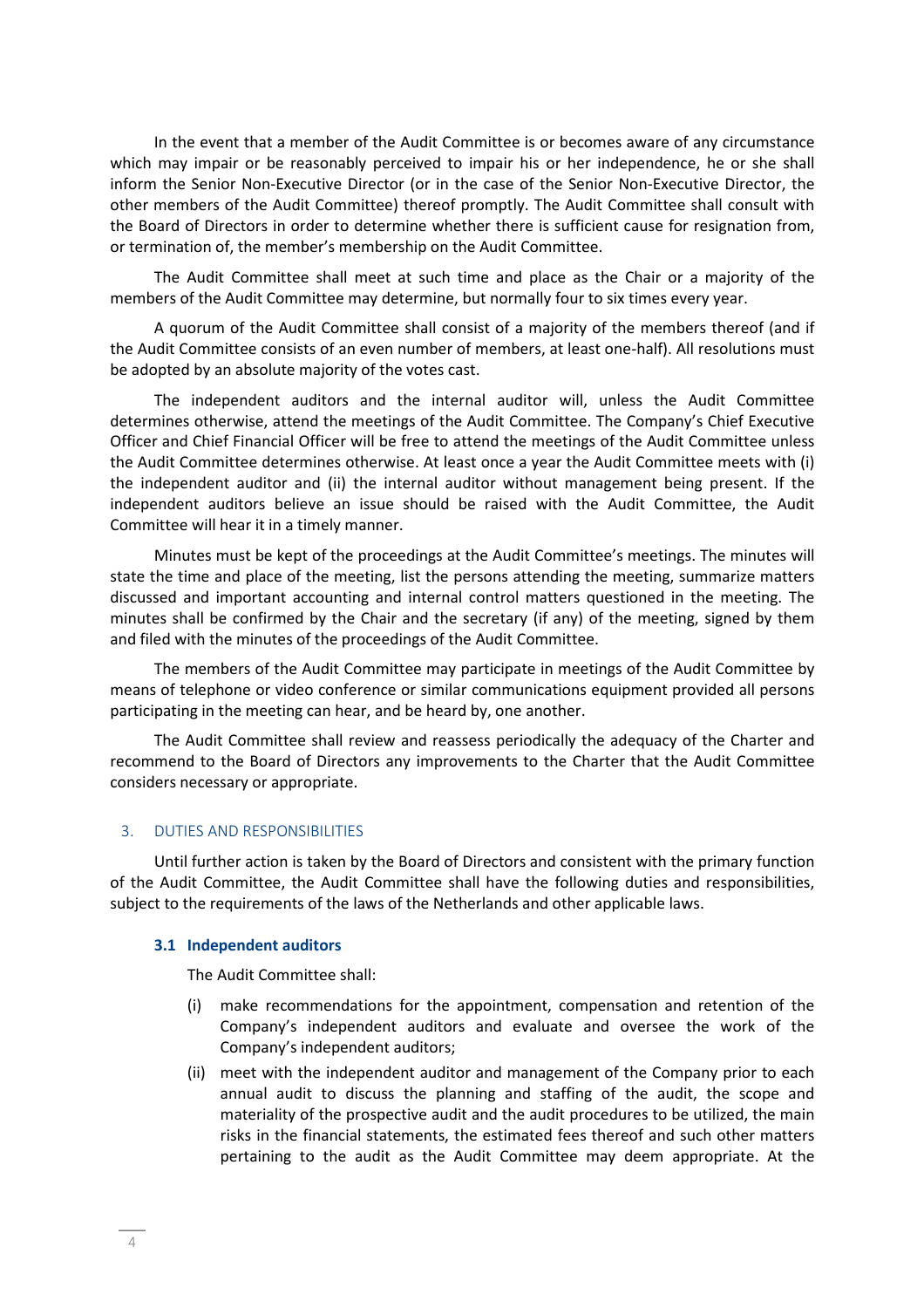In the event that a member of the Audit Committee is or becomes aware of any circumstance which may impair or be reasonably perceived to impair his or her independence, he or she shall inform the Senior Non-Executive Director (or in the case of the Senior Non-Executive Director, the other members of the Audit Committee) thereof promptly. The Audit Committee shall consult with the Board of Directors in order to determine whether there is sufficient cause for resignation from, or termination of, the member's membership on the Audit Committee.

The Audit Committee shall meet at such time and place as the Chair or a majority of the members of the Audit Committee may determine, but normally four to six times every year.

A quorum of the Audit Committee shall consist of a majority of the members thereof (and if the Audit Committee consists of an even number of members, at least one-half). All resolutions must be adopted by an absolute majority of the votes cast.

The independent auditors and the internal auditor will, unless the Audit Committee determines otherwise, attend the meetings of the Audit Committee. The Company's Chief Executive Officer and Chief Financial Officer will be free to attend the meetings of the Audit Committee unless the Audit Committee determines otherwise. At least once a year the Audit Committee meets with (i) the independent auditor and (ii) the internal auditor without management being present. If the independent auditors believe an issue should be raised with the Audit Committee, the Audit Committee will hear it in a timely manner.

Minutes must be kept of the proceedings at the Audit Committee's meetings. The minutes will state the time and place of the meeting, list the persons attending the meeting, summarize matters discussed and important accounting and internal control matters questioned in the meeting. The minutes shall be confirmed by the Chair and the secretary (if any) of the meeting, signed by them and filed with the minutes of the proceedings of the Audit Committee.

The members of the Audit Committee may participate in meetings of the Audit Committee by means of telephone or video conference or similar communications equipment provided all persons participating in the meeting can hear, and be heard by, one another.

The Audit Committee shall review and reassess periodically the adequacy of the Charter and recommend to the Board of Directors any improvements to the Charter that the Audit Committee considers necessary or appropriate.

## 3. DUTIES AND RESPONSIBILITIES

Until further action is taken by the Board of Directors and consistent with the primary function of the Audit Committee, the Audit Committee shall have the following duties and responsibilities, subject to the requirements of the laws of the Netherlands and other applicable laws.

### 3.1 Independent auditors

The Audit Committee shall:

(i) make recommendations for the appointment, compensation and retention of the Company's independent auditors and evaluate and oversee the work of the Company's independent auditors;

(ii) meet with the independent auditor and management of the Company prior to each annual audit to discuss the planning and staffing of the audit, the scope and materiality of the prospective audit and the audit procedures to be utilized, the main risks in the financial statements, the estimated fees thereof and such other matters pertaining to the audit as the Audit Committee may deem appropriate. At the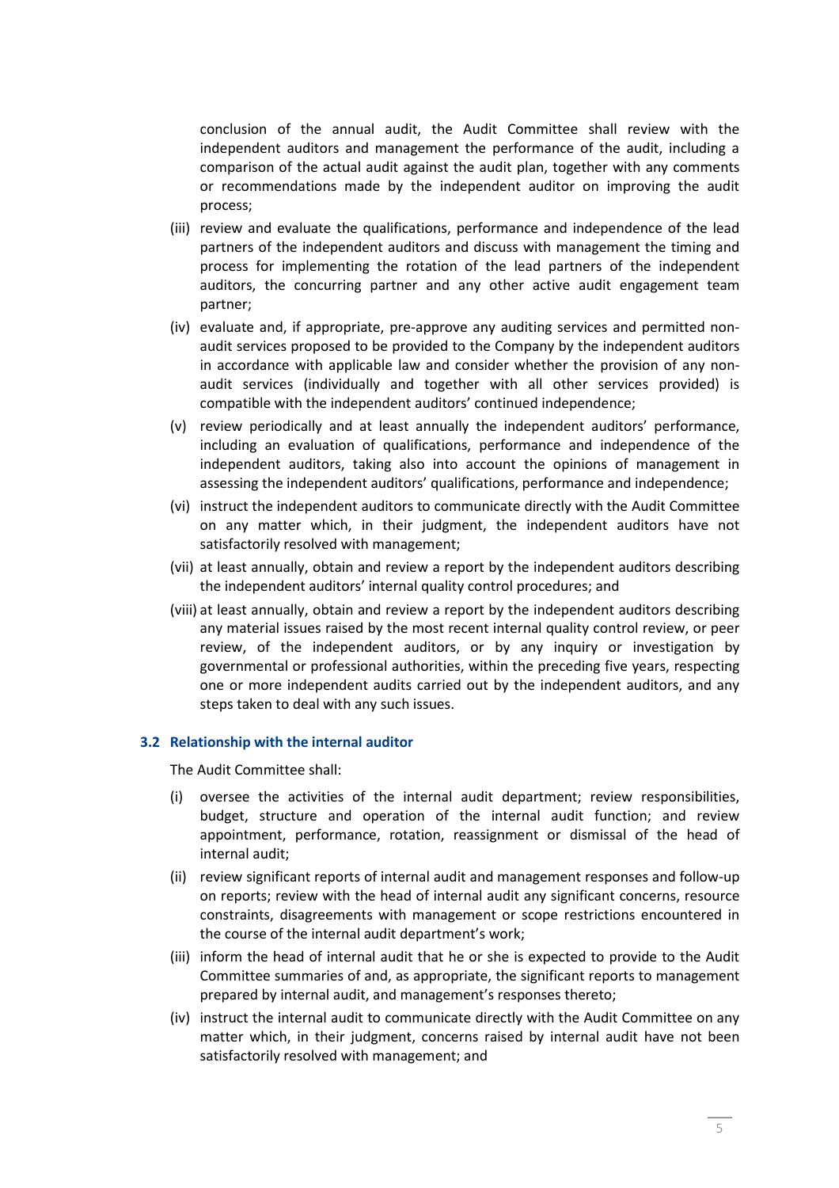conclusion of the annual audit, the Audit Committee shall review with the independent auditors and management the performance of the audit, including a comparison of the actual audit against the audit plan, together with any comments or recommendations made by the independent auditor on improving the audit process;

(iii) review and evaluate the qualifications, performance and independence of the lead partners of the independent auditors and discuss with management the timing and process for implementing the rotation of the lead partners of the independent auditors, the concurring partner and any other active audit engagement team partner;

(iv) evaluate and, if appropriate, pre-approve any auditing services and permitted non-audit services proposed to be provided to the Company by the independent auditors in accordance with applicable law and consider whether the provision of any non-audit services (individually and together with all other services provided) is compatible with the independent auditors' continued independence;

(v) review periodically and at least annually the independent auditors' performance, including an evaluation of qualifications, performance and independence of the independent auditors, taking also into account the opinions of management in assessing the independent auditors' qualifications, performance and independence;

(vi) instruct the independent auditors to communicate directly with the Audit Committee on any matter which, in their judgment, the independent auditors have not satisfactorily resolved with management;

(vii) at least annually, obtain and review a report by the independent auditors describing the independent auditors' internal quality control procedures; and

(viii) at least annually, obtain and review a report by the independent auditors describing any material issues raised by the most recent internal quality control review, or peer review, of the independent auditors, or by any inquiry or investigation by governmental or professional authorities, within the preceding five years, respecting one or more independent audits carried out by the independent auditors, and any steps taken to deal with any such issues.

### 3.2 Relationship with the internal auditor

The Audit Committee shall:

(i) oversee the activities of the internal audit department; review responsibilities, budget, structure and operation of the internal audit function; and review appointment, performance, rotation, reassignment or dismissal of the head of internal audit;

(ii) review significant reports of internal audit and management responses and follow-up on reports; review with the head of internal audit any significant concerns, resource constraints, disagreements with management or scope restrictions encountered in the course of the internal audit department's work;

(iii) inform the head of internal audit that he or she is expected to provide to the Audit Committee summaries of and, as appropriate, the significant reports to management prepared by internal audit, and management's responses thereto;

(iv) instruct the internal audit to communicate directly with the Audit Committee on any matter which, in their judgment, concerns raised by internal audit have not been satisfactorily resolved with management; and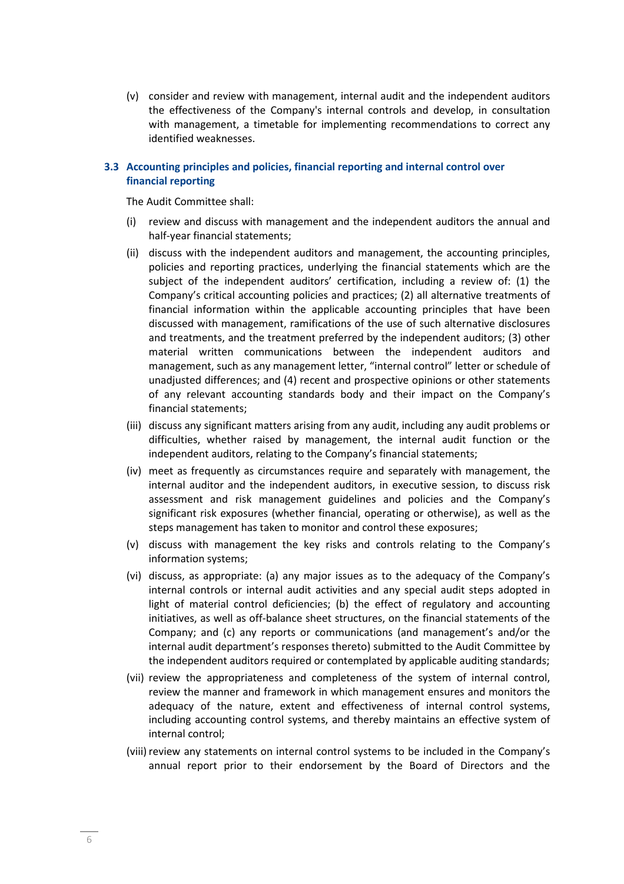(v) consider and review with management, internal audit and the independent auditors the effectiveness of the Company's internal controls and develop, in consultation with management, a timetable for implementing recommendations to correct any identified weaknesses.

### 3.3 Accounting principles and policies, financial reporting and internal control over financial reporting

The Audit Committee shall:

(i) review and discuss with management and the independent auditors the annual and half-year financial statements;

(ii) discuss with the independent auditors and management, the accounting principles, policies and reporting practices, underlying the financial statements which are the subject of the independent auditors' certification, including a review of: (1) the Company's critical accounting policies and practices; (2) all alternative treatments of financial information within the applicable accounting principles that have been discussed with management, ramifications of the use of such alternative disclosures and treatments, and the treatment preferred by the independent auditors; (3) other material written communications between the independent auditors and management, such as any management letter, "internal control" letter or schedule of unadjusted differences; and (4) recent and prospective opinions or other statements of any relevant accounting standards body and their impact on the Company's financial statements;

(iii) discuss any significant matters arising from any audit, including any audit problems or difficulties, whether raised by management, the internal audit function or the independent auditors, relating to the Company's financial statements;

(iv) meet as frequently as circumstances require and separately with management, the internal auditor and the independent auditors, in executive session, to discuss risk assessment and risk management guidelines and policies and the Company's significant risk exposures (whether financial, operating or otherwise), as well as the steps management has taken to monitor and control these exposures;

(v) discuss with management the key risks and controls relating to the Company's information systems;

(vi) discuss, as appropriate: (a) any major issues as to the adequacy of the Company's internal controls or internal audit activities and any special audit steps adopted in light of material control deficiencies; (b) the effect of regulatory and accounting initiatives, as well as off-balance sheet structures, on the financial statements of the Company; and (c) any reports or communications (and management's and/or the internal audit department's responses thereto) submitted to the Audit Committee by the independent auditors required or contemplated by applicable auditing standards;

(vii) review the appropriateness and completeness of the system of internal control, review the manner and framework in which management ensures and monitors the adequacy of the nature, extent and effectiveness of internal control systems, including accounting control systems, and thereby maintains an effective system of internal control;

(viii) review any statements on internal control systems to be included in the Company's annual report prior to their endorsement by the Board of Directors and the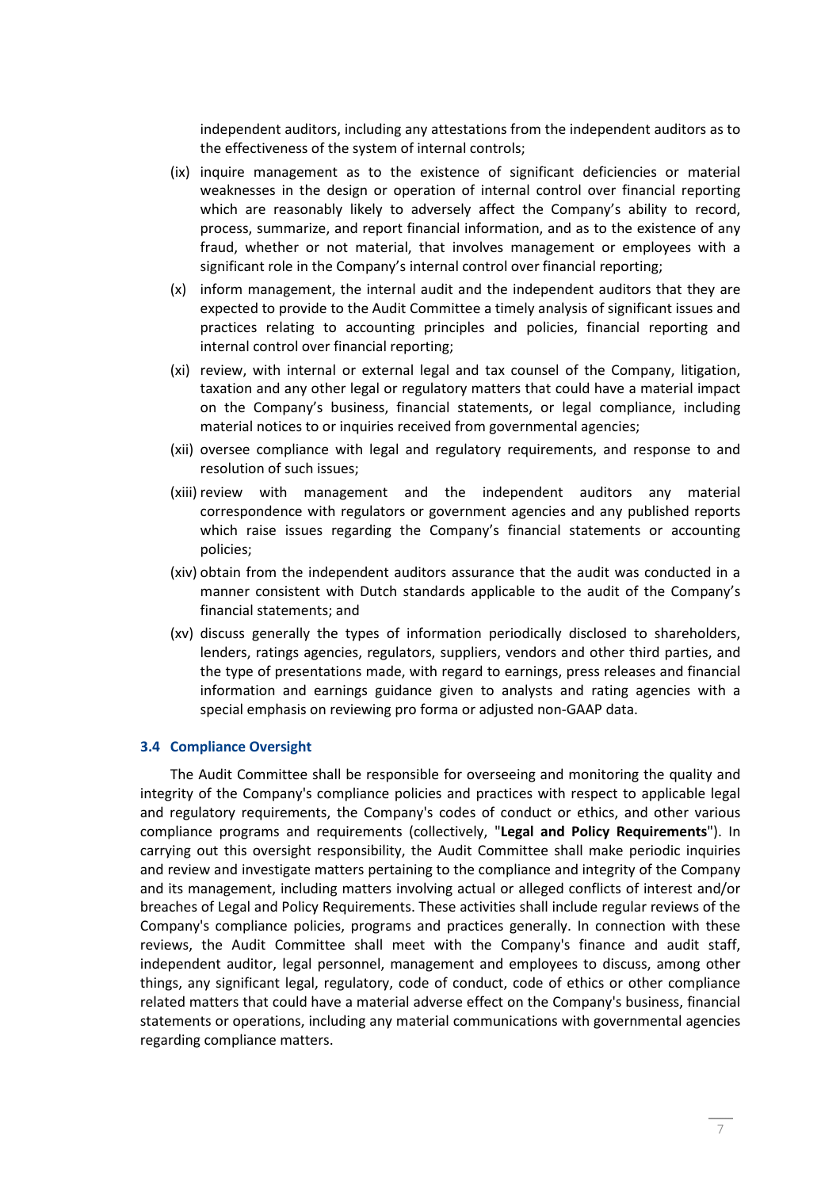independent auditors, including any attestations from the independent auditors as to the effectiveness of the system of internal controls;

(ix) inquire management as to the existence of significant deficiencies or material weaknesses in the design or operation of internal control over financial reporting which are reasonably likely to adversely affect the Company's ability to record, process, summarize, and report financial information, and as to the existence of any fraud, whether or not material, that involves management or employees with a significant role in the Company's internal control over financial reporting;

(x) inform management, the internal audit and the independent auditors that they are expected to provide to the Audit Committee a timely analysis of significant issues and practices relating to accounting principles and policies, financial reporting and internal control over financial reporting;

(xi) review, with internal or external legal and tax counsel of the Company, litigation, taxation and any other legal or regulatory matters that could have a material impact on the Company's business, financial statements, or legal compliance, including material notices to or inquiries received from governmental agencies;

(xii) oversee compliance with legal and regulatory requirements, and response to and resolution of such issues;

(xiii) review with management and the independent auditors any material correspondence with regulators or government agencies and any published reports which raise issues regarding the Company's financial statements or accounting policies;

(xiv) obtain from the independent auditors assurance that the audit was conducted in a manner consistent with Dutch standards applicable to the audit of the Company's financial statements; and

(xv) discuss generally the types of information periodically disclosed to shareholders, lenders, ratings agencies, regulators, suppliers, vendors and other third parties, and the type of presentations made, with regard to earnings, press releases and financial information and earnings guidance given to analysts and rating agencies with a special emphasis on reviewing pro forma or adjusted non-GAAP data.

### 3.4 Compliance Oversight

The Audit Committee shall be responsible for overseeing and monitoring the quality and integrity of the Company's compliance policies and practices with respect to applicable legal and regulatory requirements, the Company's codes of conduct or ethics, and other various compliance programs and requirements (collectively, "**Legal and Policy Requirements**"). In carrying out this oversight responsibility, the Audit Committee shall make periodic inquiries and review and investigate matters pertaining to the compliance and integrity of the Company and its management, including matters involving actual or alleged conflicts of interest and/or breaches of Legal and Policy Requirements. These activities shall include regular reviews of the Company's compliance policies, programs and practices generally. In connection with these reviews, the Audit Committee shall meet with the Company's finance and audit staff, independent auditor, legal personnel, management and employees to discuss, among other things, any significant legal, regulatory, code of conduct, code of ethics or other compliance related matters that could have a material adverse effect on the Company's business, financial statements or operations, including any material communications with governmental agencies regarding compliance matters.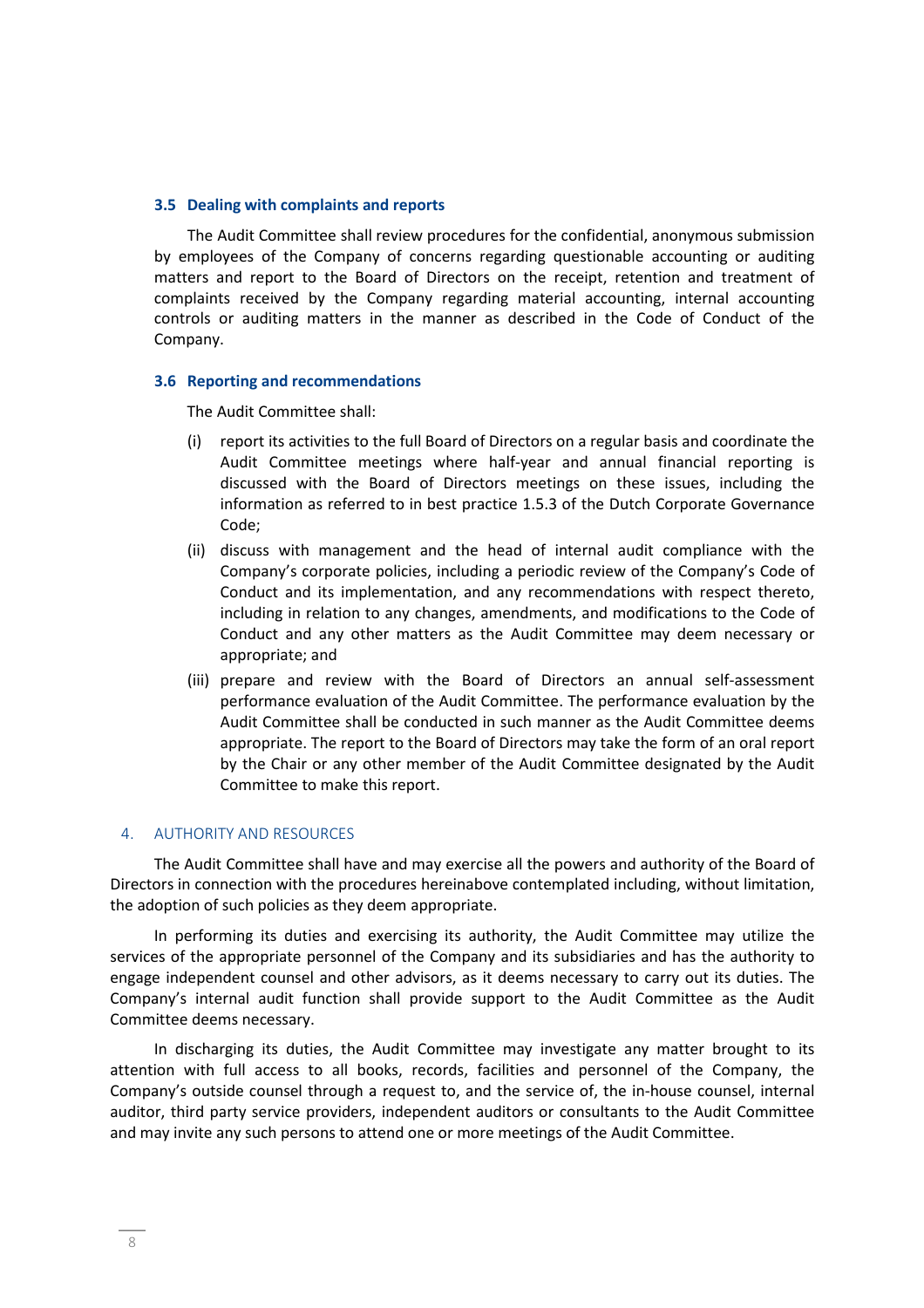### 3.5 Dealing with complaints and reports

The Audit Committee shall review procedures for the confidential, anonymous submission by employees of the Company of concerns regarding questionable accounting or auditing matters and report to the Board of Directors on the receipt, retention and treatment of complaints received by the Company regarding material accounting, internal accounting controls or auditing matters in the manner as described in the Code of Conduct of the Company.

### 3.6 Reporting and recommendations

The Audit Committee shall:

(i) report its activities to the full Board of Directors on a regular basis and coordinate the Audit Committee meetings where half-year and annual financial reporting is discussed with the Board of Directors meetings on these issues, including the information as referred to in best practice 1.5.3 of the Dutch Corporate Governance Code;

(ii) discuss with management and the head of internal audit compliance with the Company's corporate policies, including a periodic review of the Company's Code of Conduct and its implementation, and any recommendations with respect thereto, including in relation to any changes, amendments, and modifications to the Code of Conduct and any other matters as the Audit Committee may deem necessary or appropriate; and

(iii) prepare and review with the Board of Directors an annual self-assessment performance evaluation of the Audit Committee. The performance evaluation by the Audit Committee shall be conducted in such manner as the Audit Committee deems appropriate. The report to the Board of Directors may take the form of an oral report by the Chair or any other member of the Audit Committee designated by the Audit Committee to make this report.

## 4. AUTHORITY AND RESOURCES

The Audit Committee shall have and may exercise all the powers and authority of the Board of Directors in connection with the procedures hereinabove contemplated including, without limitation, the adoption of such policies as they deem appropriate.

In performing its duties and exercising its authority, the Audit Committee may utilize the services of the appropriate personnel of the Company and its subsidiaries and has the authority to engage independent counsel and other advisors, as it deems necessary to carry out its duties. The Company's internal audit function shall provide support to the Audit Committee as the Audit Committee deems necessary.

In discharging its duties, the Audit Committee may investigate any matter brought to its attention with full access to all books, records, facilities and personnel of the Company, the Company's outside counsel through a request to, and the service of, the in-house counsel, internal auditor, third party service providers, independent auditors or consultants to the Audit Committee and may invite any such persons to attend one or more meetings of the Audit Committee.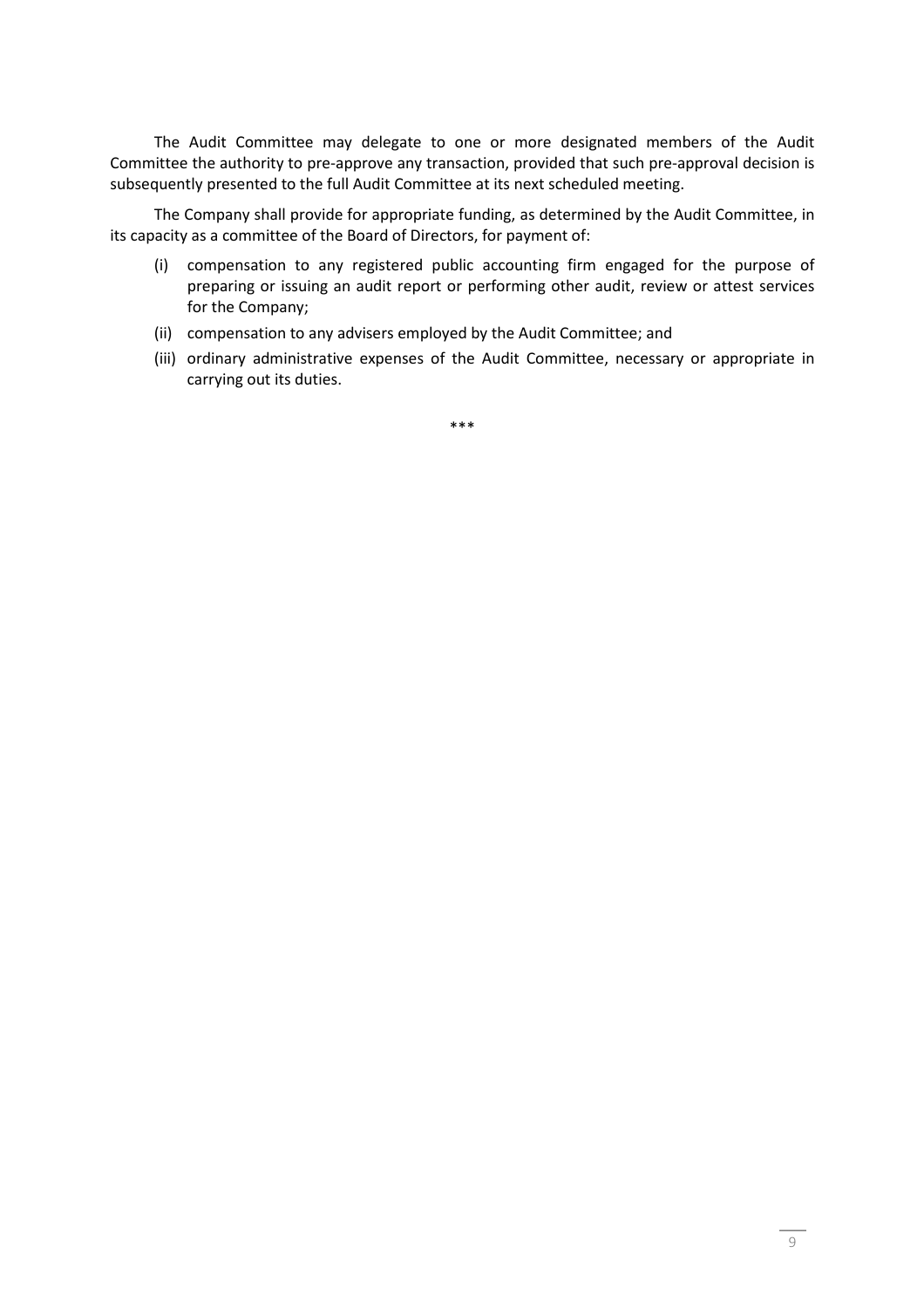The Audit Committee may delegate to one or more designated members of the Audit Committee the authority to pre-approve any transaction, provided that such pre-approval decision is subsequently presented to the full Audit Committee at its next scheduled meeting.

The Company shall provide for appropriate funding, as determined by the Audit Committee, in its capacity as a committee of the Board of Directors, for payment of:

(i) compensation to any registered public accounting firm engaged for the purpose of preparing or issuing an audit report or performing other audit, review or attest services for the Company;

(ii) compensation to any advisers employed by the Audit Committee; and

(iii) ordinary administrative expenses of the Audit Committee, necessary or appropriate in carrying out its duties.

***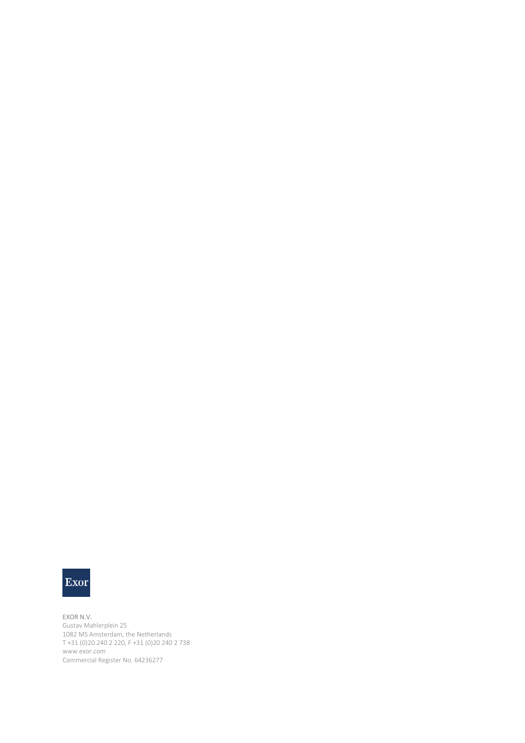Exor

EXOR N.V.
Gustav Mahlerplein 25
1082 MS Amsterdam, the Netherlands
T +31 (0)20 240 2 220, F +31 (0)20 240 2 738
www.exor.com
Commercial Register No. 64236277